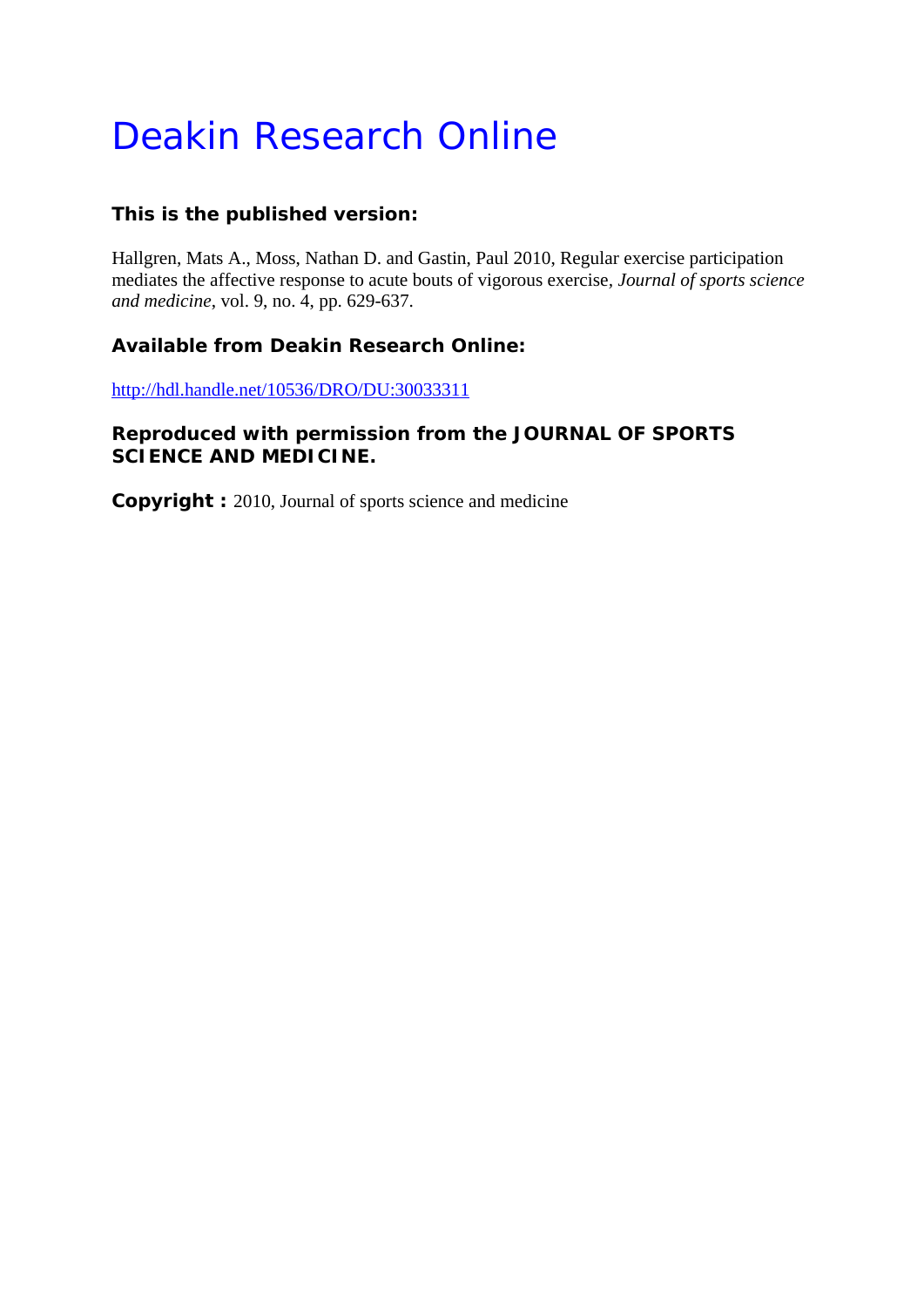# Deakin Research Online

**This is the published version:**

Hallgren, Mats A., Moss, Nathan D. and Gastin, Paul 2010, Regular exercise participation mediates the affective response to acute bouts of vigorous exercise, *Journal of sports science and medicine*, vol. 9, no. 4, pp. 629-637.

**Available from Deakin Research Online:**

http://hdl.handle.net/10536/DRO/DU:30033311

**Reproduced with permission from the JOURNAL OF SPORTS SCIENCE AND MEDICINE.**

**Copyright :** 2010, Journal of sports science and medicine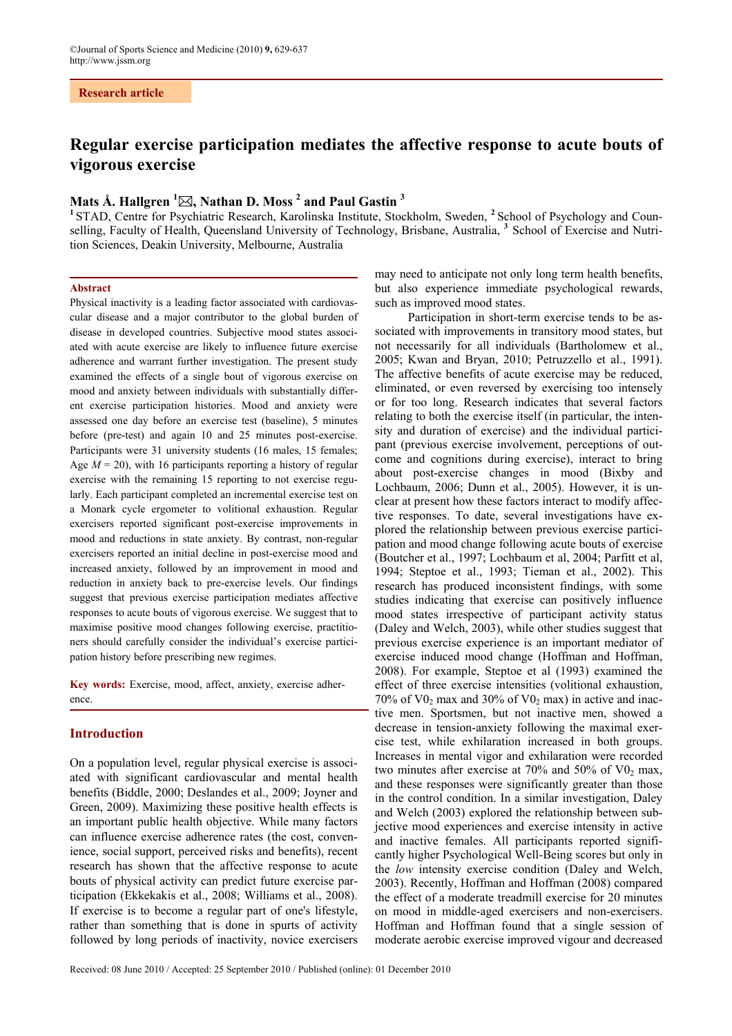# Regular exercise participation mediates the affective response to acute bouts of vigorous exercise

**Mats Å. Hallgren [1]✉, Nathan D. Moss [2] and Paul Gastin [3]**

[1] STAD, Centre for Psychiatric Research, Karolinska Institute, Stockholm, Sweden, [2] School of Psychology and Counselling, Faculty of Health, Queensland University of Technology, Brisbane, Australia, [3] School of Exercise and Nutrition Sciences, Deakin University, Melbourne, Australia

## Abstract

Physical inactivity is a leading factor associated with cardiovascular disease and a major contributor to the global burden of disease in developed countries. Subjective mood states associated with acute exercise are likely to influence future exercise adherence and warrant further investigation. The present study examined the effects of a single bout of vigorous exercise on mood and anxiety between individuals with substantially different exercise participation histories. Mood and anxiety were assessed one day before an exercise test (baseline), 5 minutes before (pre-test) and again 10 and 25 minutes post-exercise. Participants were 31 university students (16 males, 15 females; Age *M* = 20), with 16 participants reporting a history of regular exercise with the remaining 15 reporting to not exercise regularly. Each participant completed an incremental exercise test on a Monark cycle ergometer to volitional exhaustion. Regular exercisers reported significant post-exercise improvements in mood and reductions in state anxiety. By contrast, non-regular exercisers reported an initial decline in post-exercise mood and increased anxiety, followed by an improvement in mood and reduction in anxiety back to pre-exercise levels. Our findings suggest that previous exercise participation mediates affective responses to acute bouts of vigorous exercise. We suggest that to maximise positive mood changes following exercise, practitioners should carefully consider the individual's exercise participation history before prescribing new regimes.

**Key words:** Exercise, mood, affect, anxiety, exercise adherence.

## Introduction

On a population level, regular physical exercise is associated with significant cardiovascular and mental health benefits (Biddle, 2000; Deslandes et al., 2009; Joyner and Green, 2009). Maximizing these positive health effects is an important public health objective. While many factors can influence exercise adherence rates (the cost, convenience, social support, perceived risks and benefits), recent research has shown that the affective response to acute bouts of physical activity can predict future exercise participation (Ekkekakis et al., 2008; Williams et al., 2008). If exercise is to become a regular part of one's lifestyle, rather than something that is done in spurts of activity followed by long periods of inactivity, novice exercisers may need to anticipate not only long term health benefits, but also experience immediate psychological rewards, such as improved mood states.

Participation in short-term exercise tends to be associated with improvements in transitory mood states, but not necessarily for all individuals (Bartholomew et al., 2005; Kwan and Bryan, 2010; Petruzzello et al., 1991). The affective benefits of acute exercise may be reduced, eliminated, or even reversed by exercising too intensely or for too long. Research indicates that several factors relating to both the exercise itself (in particular, the intensity and duration of exercise) and the individual participant (previous exercise involvement, perceptions of outcome and cognitions during exercise), interact to bring about post-exercise changes in mood (Bixby and Lochbaum, 2006; Dunn et al., 2005). However, it is unclear at present how these factors interact to modify affective responses. To date, several investigations have explored the relationship between previous exercise participation and mood change following acute bouts of exercise (Boutcher et al., 1997; Lochbaum et al, 2004; Parfitt et al, 1994; Steptoe et al., 1993; Tieman et al., 2002). This research has produced inconsistent findings, with some studies indicating that exercise can positively influence mood states irrespective of participant activity status (Daley and Welch, 2003), while other studies suggest that previous exercise experience is an important mediator of exercise induced mood change (Hoffman and Hoffman, 2008). For example, Steptoe et al (1993) examined the effect of three exercise intensities (volitional exhaustion, 70% of $V0_2$ max and 30% of $V0_2$ max) in active and inactive men. Sportsmen, but not inactive men, showed a decrease in tension-anxiety following the maximal exercise test, while exhilaration increased in both groups. Increases in mental vigor and exhilaration were recorded two minutes after exercise at 70% and 50% of $V0_2$ max, and these responses were significantly greater than those in the control condition. In a similar investigation, Daley and Welch (2003) explored the relationship between subjective mood experiences and exercise intensity in active and inactive females. All participants reported significantly higher Psychological Well-Being scores but only in the *low* intensity exercise condition (Daley and Welch, 2003). Recently, Hoffman and Hoffman (2008) compared the effect of a moderate treadmill exercise for 20 minutes on mood in middle-aged exercisers and non-exercisers. Hoffman and Hoffman found that a single session of moderate aerobic exercise improved vigour and decreased

Received: 08 June 2010 / Accepted: 25 September 2010 / Published (online): 01 December 2010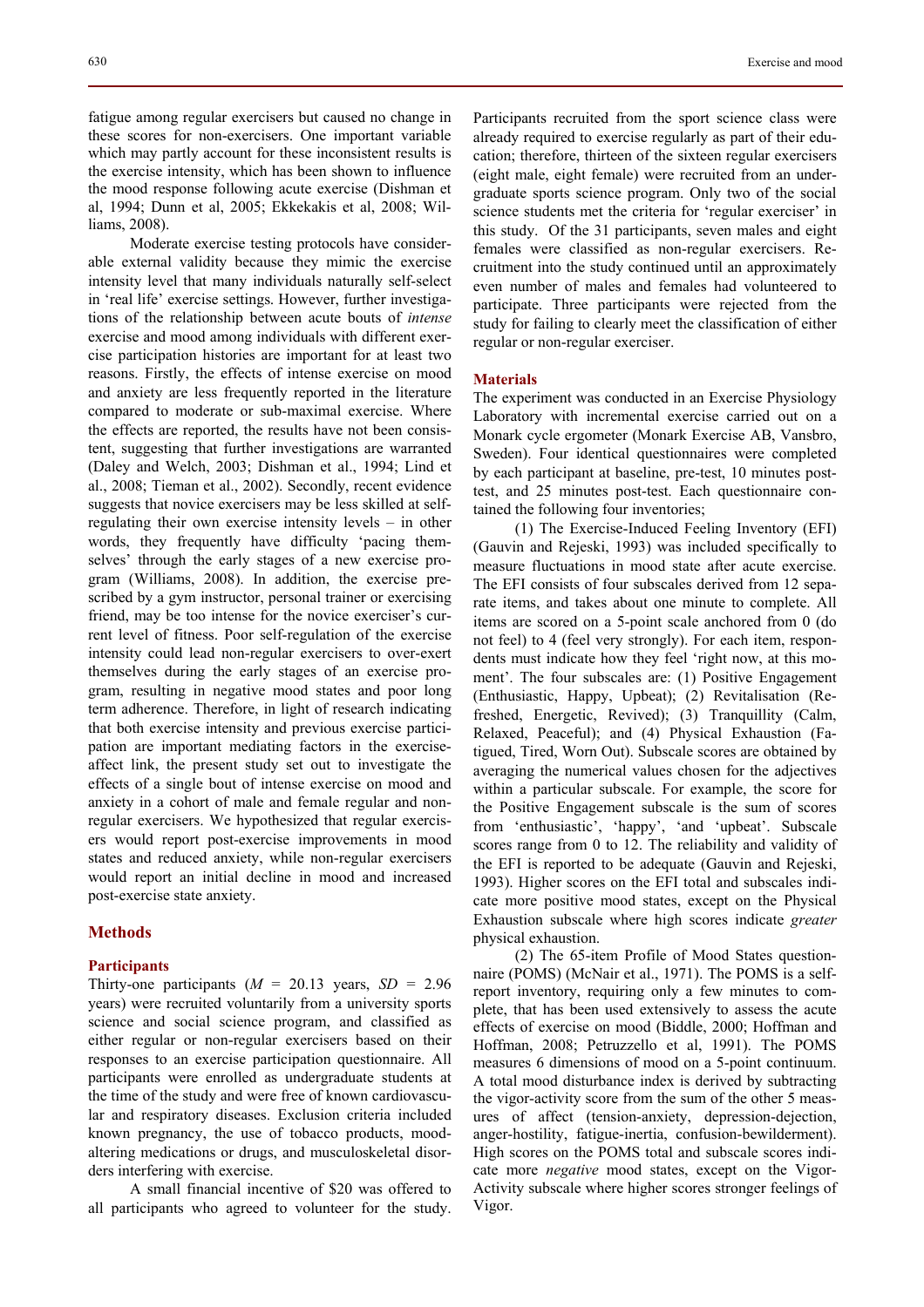fatigue among regular exercisers but caused no change in these scores for non-exercisers. One important variable which may partly account for these inconsistent results is the exercise intensity, which has been shown to influence the mood response following acute exercise (Dishman et al, 1994; Dunn et al, 2005; Ekkekakis et al, 2008; Williams, 2008).

Moderate exercise testing protocols have considerable external validity because they mimic the exercise intensity level that many individuals naturally self-select in 'real life' exercise settings. However, further investigations of the relationship between acute bouts of *intense* exercise and mood among individuals with different exercise participation histories are important for at least two reasons. Firstly, the effects of intense exercise on mood and anxiety are less frequently reported in the literature compared to moderate or sub-maximal exercise. Where the effects are reported, the results have not been consistent, suggesting that further investigations are warranted (Daley and Welch, 2003; Dishman et al., 1994; Lind et al., 2008; Tieman et al., 2002). Secondly, recent evidence suggests that novice exercisers may be less skilled at self-regulating their own exercise intensity levels – in other words, they frequently have difficulty 'pacing themselves' through the early stages of a new exercise program (Williams, 2008). In addition, the exercise prescribed by a gym instructor, personal trainer or exercising friend, may be too intense for the novice exerciser's current level of fitness. Poor self-regulation of the exercise intensity could lead non-regular exercisers to over-exert themselves during the early stages of an exercise program, resulting in negative mood states and poor long term adherence. Therefore, in light of research indicating that both exercise intensity and previous exercise participation are important mediating factors in the exercise-affect link, the present study set out to investigate the effects of a single bout of intense exercise on mood and anxiety in a cohort of male and female regular and non-regular exercisers. We hypothesized that regular exercisers would report post-exercise improvements in mood states and reduced anxiety, while non-regular exercisers would report an initial decline in mood and increased post-exercise state anxiety.

## Methods

### Participants

Thirty-one participants ($M$ = 20.13 years, $SD$ = 2.96 years) were recruited voluntarily from a university sports science and social science program, and classified as either regular or non-regular exercisers based on their responses to an exercise participation questionnaire. All participants were enrolled as undergraduate students at the time of the study and were free of known cardiovascular and respiratory diseases. Exclusion criteria included known pregnancy, the use of tobacco products, mood-altering medications or drugs, and musculoskeletal disorders interfering with exercise.

A small financial incentive of $20 was offered to all participants who agreed to volunteer for the study. Participants recruited from the sport science class were already required to exercise regularly as part of their education; therefore, thirteen of the sixteen regular exercisers (eight male, eight female) were recruited from an undergraduate sports science program. Only two of the social science students met the criteria for 'regular exerciser' in this study. Of the 31 participants, seven males and eight females were classified as non-regular exercisers. Recruitment into the study continued until an approximately even number of males and females had volunteered to participate. Three participants were rejected from the study for failing to clearly meet the classification of either regular or non-regular exerciser.

### Materials

The experiment was conducted in an Exercise Physiology Laboratory with incremental exercise carried out on a Monark cycle ergometer (Monark Exercise AB, Vansbro, Sweden). Four identical questionnaires were completed by each participant at baseline, pre-test, 10 minutes post-test, and 25 minutes post-test. Each questionnaire contained the following four inventories;

(1) The Exercise-Induced Feeling Inventory (EFI) (Gauvin and Rejeski, 1993) was included specifically to measure fluctuations in mood state after acute exercise. The EFI consists of four subscales derived from 12 separate items, and takes about one minute to complete. All items are scored on a 5-point scale anchored from 0 (do not feel) to 4 (feel very strongly). For each item, respondents must indicate how they feel 'right now, at this moment'. The four subscales are: (1) Positive Engagement (Enthusiastic, Happy, Upbeat); (2) Revitalisation (Refreshed, Energetic, Revived); (3) Tranquillity (Calm, Relaxed, Peaceful); and (4) Physical Exhaustion (Fatigued, Tired, Worn Out). Subscale scores are obtained by averaging the numerical values chosen for the adjectives within a particular subscale. For example, the score for the Positive Engagement subscale is the sum of scores from 'enthusiastic', 'happy', 'and 'upbeat'. Subscale scores range from 0 to 12. The reliability and validity of the EFI is reported to be adequate (Gauvin and Rejeski, 1993). Higher scores on the EFI total and subscales indicate more positive mood states, except on the Physical Exhaustion subscale where high scores indicate *greater* physical exhaustion.

(2) The 65-item Profile of Mood States questionnaire (POMS) (McNair et al., 1971). The POMS is a self-report inventory, requiring only a few minutes to complete, that has been used extensively to assess the acute effects of exercise on mood (Biddle, 2000; Hoffman and Hoffman, 2008; Petruzzello et al, 1991). The POMS measures 6 dimensions of mood on a 5-point continuum. A total mood disturbance index is derived by subtracting the vigor-activity score from the sum of the other 5 measures of affect (tension-anxiety, depression-dejection, anger-hostility, fatigue-inertia, confusion-bewilderment). High scores on the POMS total and subscale scores indicate more *negative* mood states, except on the Vigor-Activity subscale where higher scores stronger feelings of Vigor.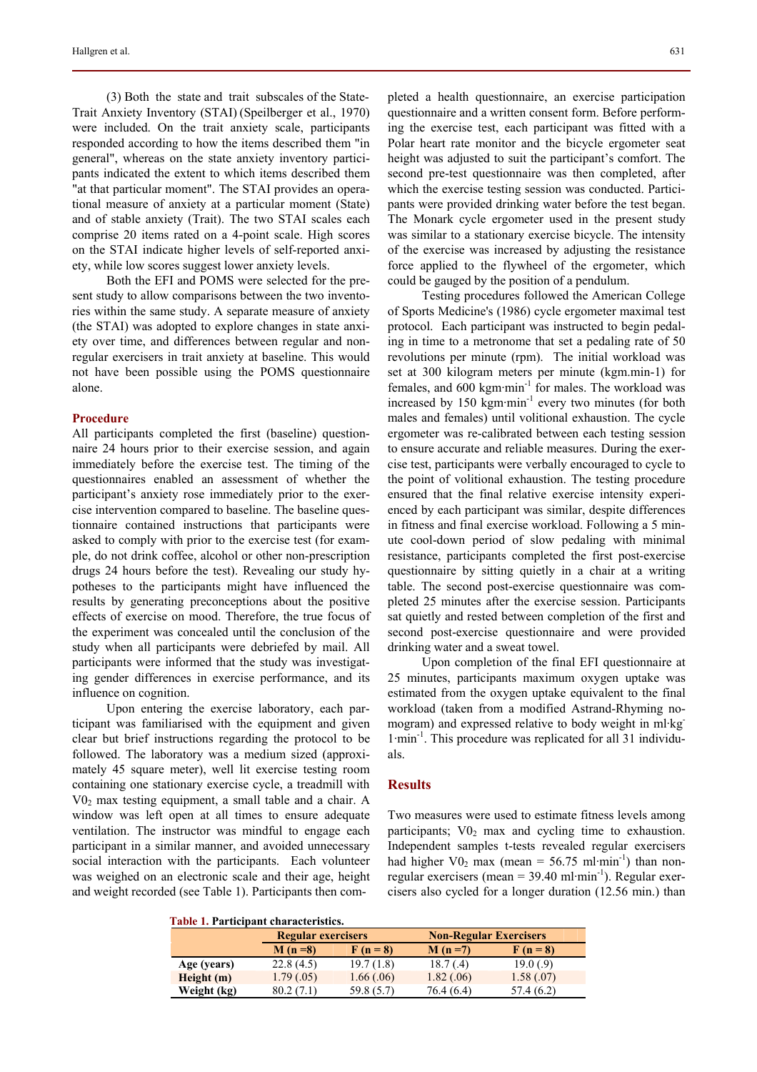(3) Both the state and trait subscales of the State-Trait Anxiety Inventory (STAI) (Speilberger et al., 1970) were included. On the trait anxiety scale, participants responded according to how the items described them "in general", whereas on the state anxiety inventory participants indicated the extent to which items described them "at that particular moment". The STAI provides an operational measure of anxiety at a particular moment (State) and of stable anxiety (Trait). The two STAI scales each comprise 20 items rated on a 4-point scale. High scores on the STAI indicate higher levels of self-reported anxiety, while low scores suggest lower anxiety levels.

Both the EFI and POMS were selected for the present study to allow comparisons between the two inventories within the same study. A separate measure of anxiety (the STAI) was adopted to explore changes in state anxiety over time, and differences between regular and non-regular exercisers in trait anxiety at baseline. This would not have been possible using the POMS questionnaire alone.

## Procedure

All participants completed the first (baseline) questionnaire 24 hours prior to their exercise session, and again immediately before the exercise test. The timing of the questionnaires enabled an assessment of whether the participant's anxiety rose immediately prior to the exercise intervention compared to baseline. The baseline questionnaire contained instructions that participants were asked to comply with prior to the exercise test (for example, do not drink coffee, alcohol or other non-prescription drugs 24 hours before the test). Revealing our study hypotheses to the participants might have influenced the results by generating preconceptions about the positive effects of exercise on mood. Therefore, the true focus of the experiment was concealed until the conclusion of the study when all participants were debriefed by mail. All participants were informed that the study was investigating gender differences in exercise performance, and its influence on cognition.

Upon entering the exercise laboratory, each participant was familiarised with the equipment and given clear but brief instructions regarding the protocol to be followed. The laboratory was a medium sized (approximately 45 square meter), well lit exercise testing room containing one stationary exercise cycle, a treadmill with $V0_2$ max testing equipment, a small table and a chair. A window was left open at all times to ensure adequate ventilation. The instructor was mindful to engage each participant in a similar manner, and avoided unnecessary social interaction with the participants. Each volunteer was weighed on an electronic scale and their age, height and weight recorded (see Table 1). Participants then completed a health questionnaire, an exercise participation questionnaire and a written consent form. Before performing the exercise test, each participant was fitted with a Polar heart rate monitor and the bicycle ergometer seat height was adjusted to suit the participant's comfort. The second pre-test questionnaire was then completed, after which the exercise testing session was conducted. Participants were provided drinking water before the test began. The Monark cycle ergometer used in the present study was similar to a stationary exercise bicycle. The intensity of the exercise was increased by adjusting the resistance force applied to the flywheel of the ergometer, which could be gauged by the position of a pendulum.

Testing procedures followed the American College of Sports Medicine's (1986) cycle ergometer maximal test protocol. Each participant was instructed to begin pedaling in time to a metronome that set a pedaling rate of 50 revolutions per minute (rpm). The initial workload was set at 300 kilogram meters per minute (kgm.min-1) for females, and 600 kgm·min$^{-1}$ for males. The workload was increased by 150 kgm·min$^{-1}$ every two minutes (for both males and females) until volitional exhaustion. The cycle ergometer was re-calibrated between each testing session to ensure accurate and reliable measures. During the exercise test, participants were verbally encouraged to cycle to the point of volitional exhaustion. The testing procedure ensured that the final relative exercise intensity experienced by each participant was similar, despite differences in fitness and final exercise workload. Following a 5 minute cool-down period of slow pedaling with minimal resistance, participants completed the first post-exercise questionnaire by sitting quietly in a chair at a writing table. The second post-exercise questionnaire was completed 25 minutes after the exercise session. Participants sat quietly and rested between completion of the first and second post-exercise questionnaire and were provided drinking water and a sweat towel.

Upon completion of the final EFI questionnaire at 25 minutes, participants maximum oxygen uptake was estimated from the oxygen uptake equivalent to the final workload (taken from a modified Astrand-Rhyming nomogram) and expressed relative to body weight in ml·kg$^{-1}$·min$^{-1}$. This procedure was replicated for all 31 individuals.

## Results

Two measures were used to estimate fitness levels among participants; $V0_2$ max and cycling time to exhaustion. Independent samples t-tests revealed regular exercisers had higher $V0_2$ max (mean = 56.75 ml·min$^{-1}$) than non-regular exercisers (mean = 39.40 ml·min$^{-1}$). Regular exercisers also cycled for a longer duration (12.56 min.) than

**Table 1. Participant characteristics.**

| | Regular exercisers | | Non-Regular Exercisers | |
|---|---|---|---|---|
| | M (n =8) | F (n = 8) | M (n =7) | F (n = 8) |
| **Age (years)** | 22.8 (4.5) | 19.7 (1.8) | 18.7 (.4) | 19.0 (.9) |
| **Height (m)** | 1.79 (.05) | 1.66 (.06) | 1.82 (.06) | 1.58 (.07) |
| **Weight (kg)** | 80.2 (7.1) | 59.8 (5.7) | 76.4 (6.4) | 57.4 (6.2) |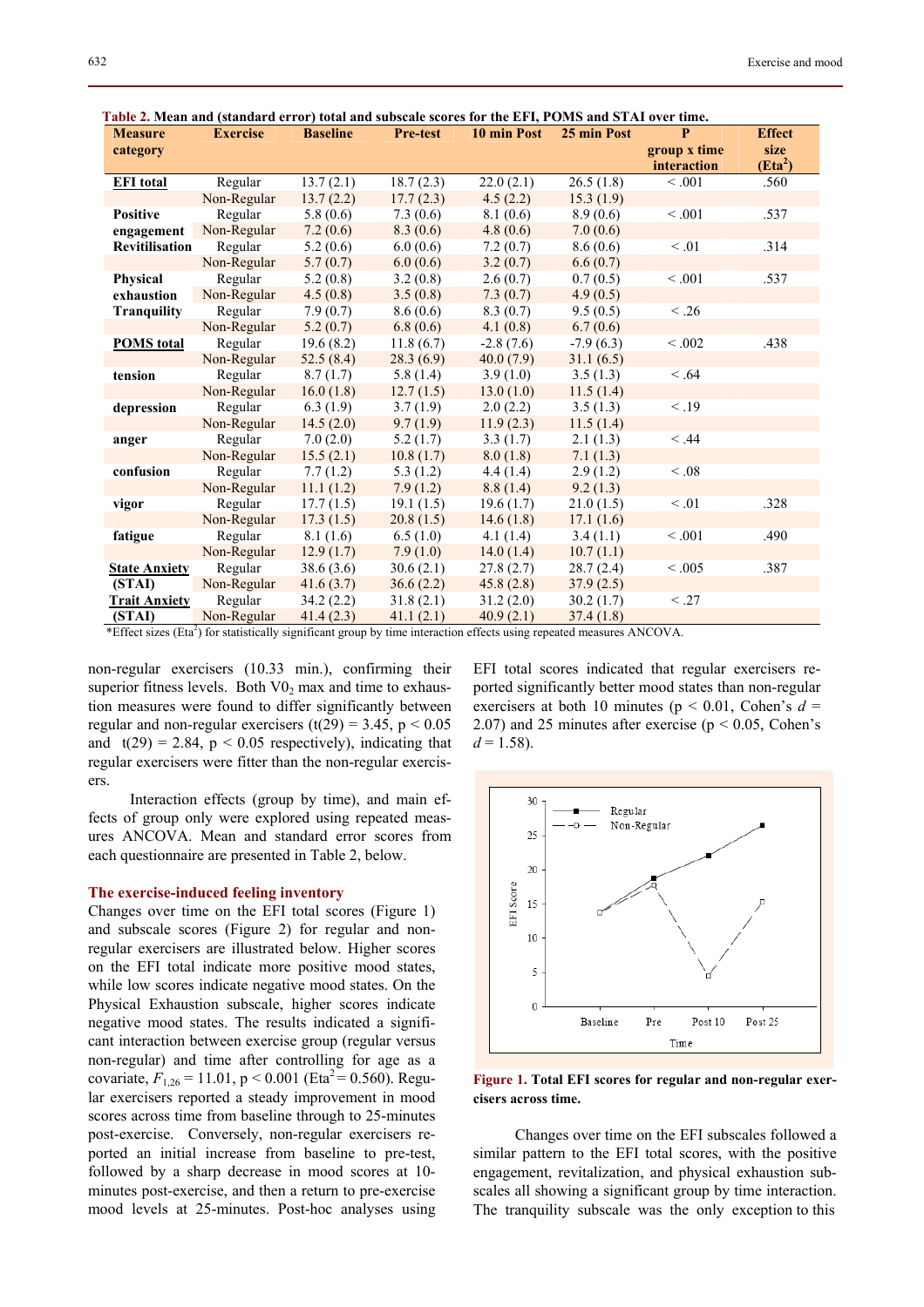**Table 2. Mean and (standard error) total and subscale scores for the EFI, POMS and STAI over time.**

| Measure category | Exercise | Baseline | Pre-test | 10 min Post | 25 min Post | P group x time interaction | Effect size ($Eta^2$) |
|---|---|---|---|---|---|---|---|
| **EFI total** | Regular | 13.7 (2.1) | 18.7 (2.3) | 22.0 (2.1) | 26.5 (1.8) | < .001 | .560 |
| | Non-Regular | 13.7 (2.2) | 17.7 (2.3) | 4.5 (2.2) | 15.3 (1.9) | | |
| **Positive engagement** | Regular | 5.8 (0.6) | 7.3 (0.6) | 8.1 (0.6) | 8.9 (0.6) | < .001 | .537 |
| | Non-Regular | 7.2 (0.6) | 8.3 (0.6) | 4.8 (0.6) | 7.0 (0.6) | | |
| **Revitilisation** | Regular | 5.2 (0.6) | 6.0 (0.6) | 7.2 (0.7) | 8.6 (0.6) | < .01 | .314 |
| | Non-Regular | 5.7 (0.7) | 6.0 (0.6) | 3.2 (0.7) | 6.6 (0.7) | | |
| **Physical exhaustion** | Regular | 5.2 (0.8) | 3.2 (0.8) | 2.6 (0.7) | 0.7 (0.5) | < .001 | .537 |
| | Non-Regular | 4.5 (0.8) | 3.5 (0.8) | 7.3 (0.7) | 4.9 (0.5) | | |
| **Tranquility** | Regular | 7.9 (0.7) | 8.6 (0.6) | 8.3 (0.7) | 9.5 (0.5) | < .26 | |
| | Non-Regular | 5.2 (0.7) | 6.8 (0.6) | 4.1 (0.8) | 6.7 (0.6) | | |
| **POMS total** | Regular | 19.6 (8.2) | 11.8 (6.7) | -2.8 (7.6) | -7.9 (6.3) | < .002 | .438 |
| | Non-Regular | 52.5 (8.4) | 28.3 (6.9) | 40.0 (7.9) | 31.1 (6.5) | | |
| **tension** | Regular | 8.7 (1.7) | 5.8 (1.4) | 3.9 (1.0) | 3.5 (1.3) | < .64 | |
| | Non-Regular | 16.0 (1.8) | 12.7 (1.5) | 13.0 (1.0) | 11.5 (1.4) | | |
| **depression** | Regular | 6.3 (1.9) | 3.7 (1.9) | 2.0 (2.2) | 3.5 (1.3) | < .19 | |
| | Non-Regular | 14.5 (2.0) | 9.7 (1.9) | 11.9 (2.3) | 11.5 (1.4) | | |
| **anger** | Regular | 7.0 (2.0) | 5.2 (1.7) | 3.3 (1.7) | 2.1 (1.3) | < .44 | |
| | Non-Regular | 15.5 (2.1) | 10.8 (1.7) | 8.0 (1.8) | 7.1 (1.3) | | |
| **confusion** | Regular | 7.7 (1.2) | 5.3 (1.2) | 4.4 (1.4) | 2.9 (1.2) | < .08 | |
| | Non-Regular | 11.1 (1.2) | 7.9 (1.2) | 8.8 (1.4) | 9.2 (1.3) | | |
| **vigor** | Regular | 17.7 (1.5) | 19.1 (1.5) | 19.6 (1.7) | 21.0 (1.5) | < .01 | .328 |
| | Non-Regular | 17.3 (1.5) | 20.8 (1.5) | 14.6 (1.8) | 17.1 (1.6) | | |
| **fatigue** | Regular | 8.1 (1.6) | 6.5 (1.0) | 4.1 (1.4) | 3.4 (1.1) | < .001 | .490 |
| | Non-Regular | 12.9 (1.7) | 7.9 (1.0) | 14.0 (1.4) | 10.7 (1.1) | | |
| **State Anxiety (STAI)** | Regular | 38.6 (3.6) | 30.6 (2.1) | 27.8 (2.7) | 28.7 (2.4) | < .005 | .387 |
| | Non-Regular | 41.6 (3.7) | 36.6 (2.2) | 45.8 (2.8) | 37.9 (2.5) | | |
| **Trait Anxiety (STAI)** | Regular | 34.2 (2.2) | 31.8 (2.1) | 31.2 (2.0) | 30.2 (1.7) | < .27 | |
| | Non-Regular | 41.4 (2.3) | 41.1 (2.1) | 40.9 (2.1) | 37.4 (1.8) | | |

*Effect sizes ($Eta^2$) for statistically significant group by time interaction effects using repeated measures ANCOVA.

non-regular exercisers (10.33 min.), confirming their superior fitness levels. Both $V0_2$ max and time to exhaustion measures were found to differ significantly between regular and non-regular exercisers ($t(29) = 3.45$, $p < 0.05$ and $t(29) = 2.84$, $p < 0.05$ respectively), indicating that regular exercisers were fitter than the non-regular exercisers.

Interaction effects (group by time), and main effects of group only were explored using repeated measures ANCOVA. Mean and standard error scores from each questionnaire are presented in Table 2, below.

### The exercise-induced feeling inventory

Changes over time on the EFI total scores (Figure 1) and subscale scores (Figure 2) for regular and non-regular exercisers are illustrated below. Higher scores on the EFI total indicate more positive mood states, while low scores indicate negative mood states. On the Physical Exhaustion subscale, higher scores indicate negative mood states. The results indicated a significant interaction between exercise group (regular versus non-regular) and time after controlling for age as a covariate, $F_{1,26} = 11.01$, $p < 0.001$ ($Eta^2 = 0.560$). Regular exercisers reported a steady improvement in mood scores across time from baseline through to 25-minutes post-exercise. Conversely, non-regular exercisers reported an initial increase from baseline to pre-test, followed by a sharp decrease in mood scores at 10-minutes post-exercise, and then a return to pre-exercise mood levels at 25-minutes. Post-hoc analyses using EFI total scores indicated that regular exercisers reported significantly better mood states than non-regular exercisers at both 10 minutes ($p < 0.01$, Cohen's $d = 2.07$) and 25 minutes after exercise ($p < 0.05$, Cohen's $d = 1.58$).

**Figure 1. Total EFI scores for regular and non-regular exercisers across time.**

Changes over time on the EFI subscales followed a similar pattern to the EFI total scores, with the positive engagement, revitalization, and physical exhaustion subscales all showing a significant group by time interaction. The tranquility subscale was the only exception to this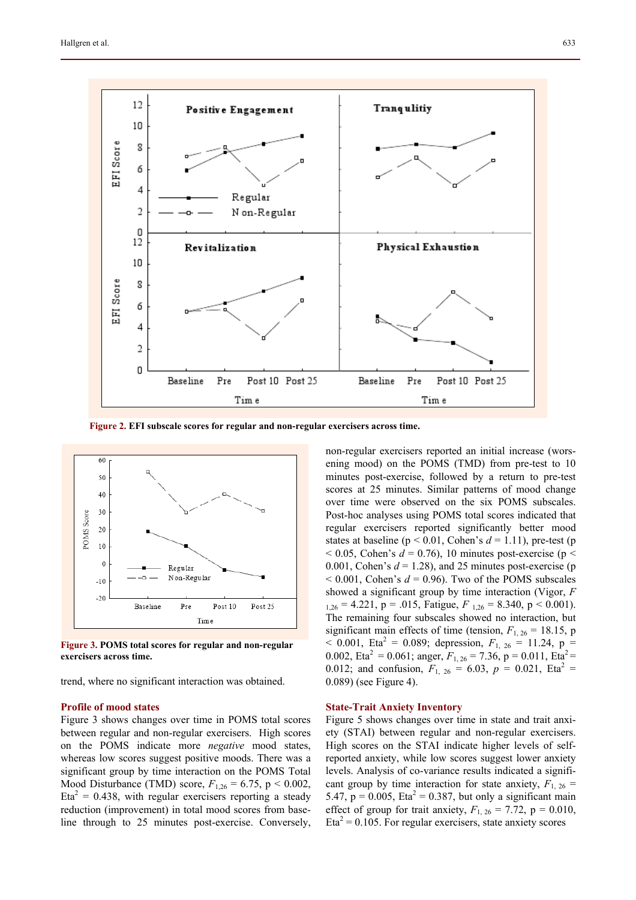**Figure 2.** EFI subscale scores for regular and non-regular exercisers across time.

**Figure 3.** POMS total scores for regular and non-regular exercisers across time.

trend, where no significant interaction was obtained.

## Profile of mood states

Figure 3 shows changes over time in POMS total scores between regular and non-regular exercisers. High scores on the POMS indicate more *negative* mood states, whereas low scores suggest positive moods. There was a significant group by time interaction on the POMS Total Mood Disturbance (TMD) score, $F_{1,26} = 6.75$, $p < 0.002$, $Eta^2 = 0.438$, with regular exercisers reporting a steady reduction (improvement) in total mood scores from baseline through to 25 minutes post-exercise. Conversely, non-regular exercisers reported an initial increase (worsening mood) on the POMS (TMD) from pre-test to 10 minutes post-exercise, followed by a return to pre-test scores at 25 minutes. Similar patterns of mood change over time were observed on the six POMS subscales. Post-hoc analyses using POMS total scores indicated that regular exercisers reported significantly better mood states at baseline ($p < 0.01$, Cohen's $d = 1.11$), pre-test ($p < 0.05$, Cohen's $d = 0.76$), 10 minutes post-exercise ($p < 0.001$, Cohen's $d = 1.28$), and 25 minutes post-exercise ($p < 0.001$, Cohen's $d = 0.96$). Two of the POMS subscales showed a significant group by time interaction (Vigor, $F_{1,26} = 4.221$, $p = .015$, Fatigue, $F_{1,26} = 8.340$, $p < 0.001$). The remaining four subscales showed no interaction, but significant main effects of time (tension, $F_{1, 26} = 18.15$, $p < 0.001$, $Eta^2 = 0.089$; depression, $F_{1, 26} = 11.24$, $p = 0.002$, $Eta^2 = 0.061$; anger, $F_{1, 26} = 7.36$, $p = 0.011$, $Eta^2 = 0.012$; and confusion, $F_{1, 26} = 6.03$, $p = 0.021$, $Eta^2 = 0.089$) (see Figure 4).

## State-Trait Anxiety Inventory

Figure 5 shows changes over time in state and trait anxiety (STAI) between regular and non-regular exercisers. High scores on the STAI indicate higher levels of self-reported anxiety, while low scores suggest lower anxiety levels. Analysis of co-variance results indicated a significant group by time interaction for state anxiety, $F_{1, 26} = 5.47$, $p = 0.005$, $Eta^2 = 0.387$, but only a significant main effect of group for trait anxiety, $F_{1, 26} = 7.72$, $p = 0.010$, $Eta^2 = 0.105$. For regular exercisers, state anxiety scores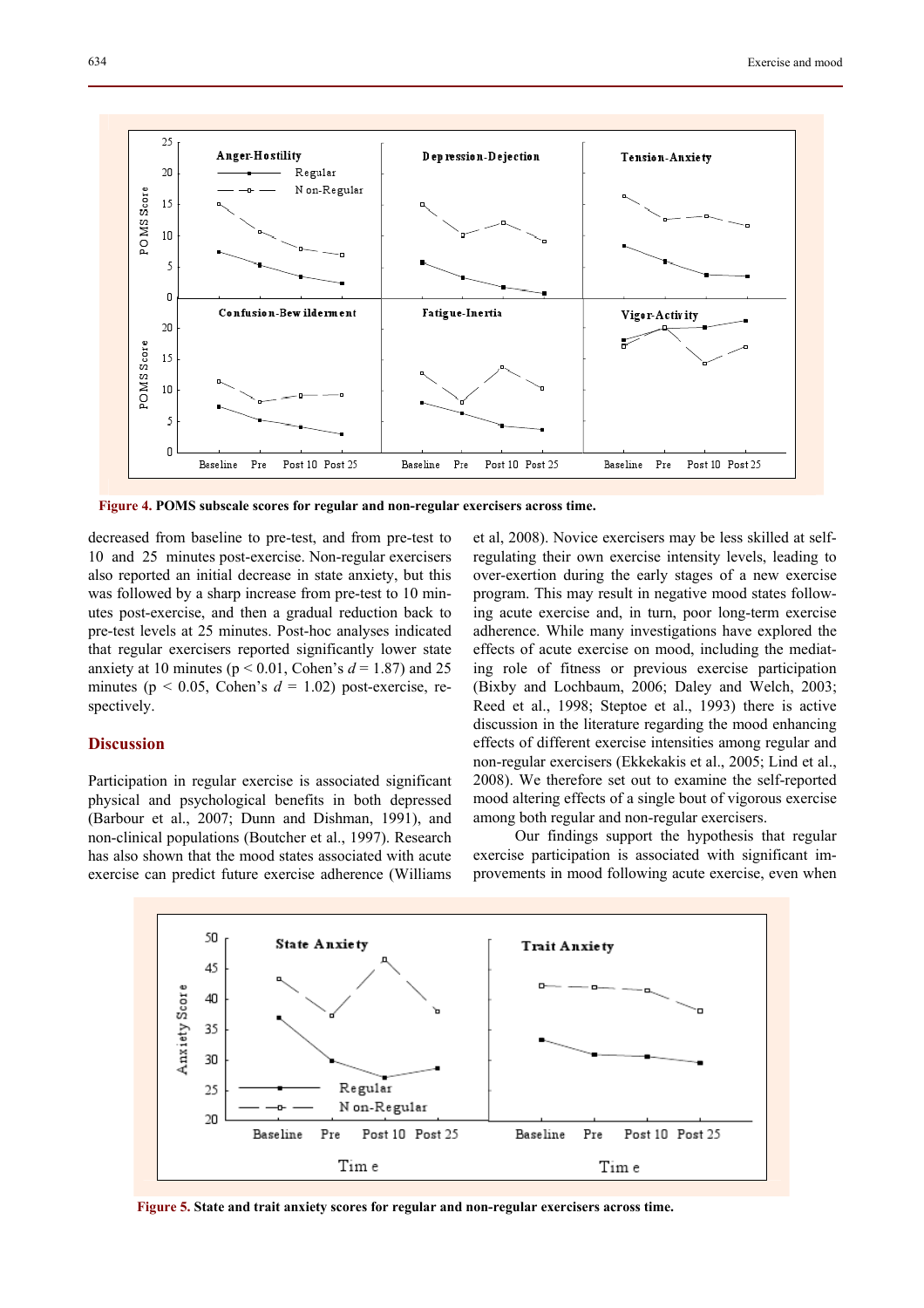**Figure 4.** POMS subscale scores for regular and non-regular exercisers across time.

decreased from baseline to pre-test, and from pre-test to 10 and 25 minutes post-exercise. Non-regular exercisers also reported an initial decrease in state anxiety, but this was followed by a sharp increase from pre-test to 10 minutes post-exercise, and then a gradual reduction back to pre-test levels at 25 minutes. Post-hoc analyses indicated that regular exercisers reported significantly lower state anxiety at 10 minutes ($p < 0.01$, Cohen's $d = 1.87$) and 25 minutes ($p < 0.05$, Cohen's $d = 1.02$) post-exercise, respectively.

## Discussion

Participation in regular exercise is associated significant physical and psychological benefits in both depressed (Barbour et al., 2007; Dunn and Dishman, 1991), and non-clinical populations (Boutcher et al., 1997). Research has also shown that the mood states associated with acute exercise can predict future exercise adherence (Williams et al, 2008). Novice exercisers may be less skilled at self-regulating their own exercise intensity levels, leading to over-exertion during the early stages of a new exercise program. This may result in negative mood states following acute exercise and, in turn, poor long-term exercise adherence. While many investigations have explored the effects of acute exercise on mood, including the mediating role of fitness or previous exercise participation (Bixby and Lochbaum, 2006; Daley and Welch, 2003; Reed et al., 1998; Steptoe et al., 1993) there is active discussion in the literature regarding the mood enhancing effects of different exercise intensities among regular and non-regular exercisers (Ekkekakis et al., 2005; Lind et al., 2008). We therefore set out to examine the self-reported mood altering effects of a single bout of vigorous exercise among both regular and non-regular exercisers.

Our findings support the hypothesis that regular exercise participation is associated with significant improvements in mood following acute exercise, even when

**Figure 5.** State and trait anxiety scores for regular and non-regular exercisers across time.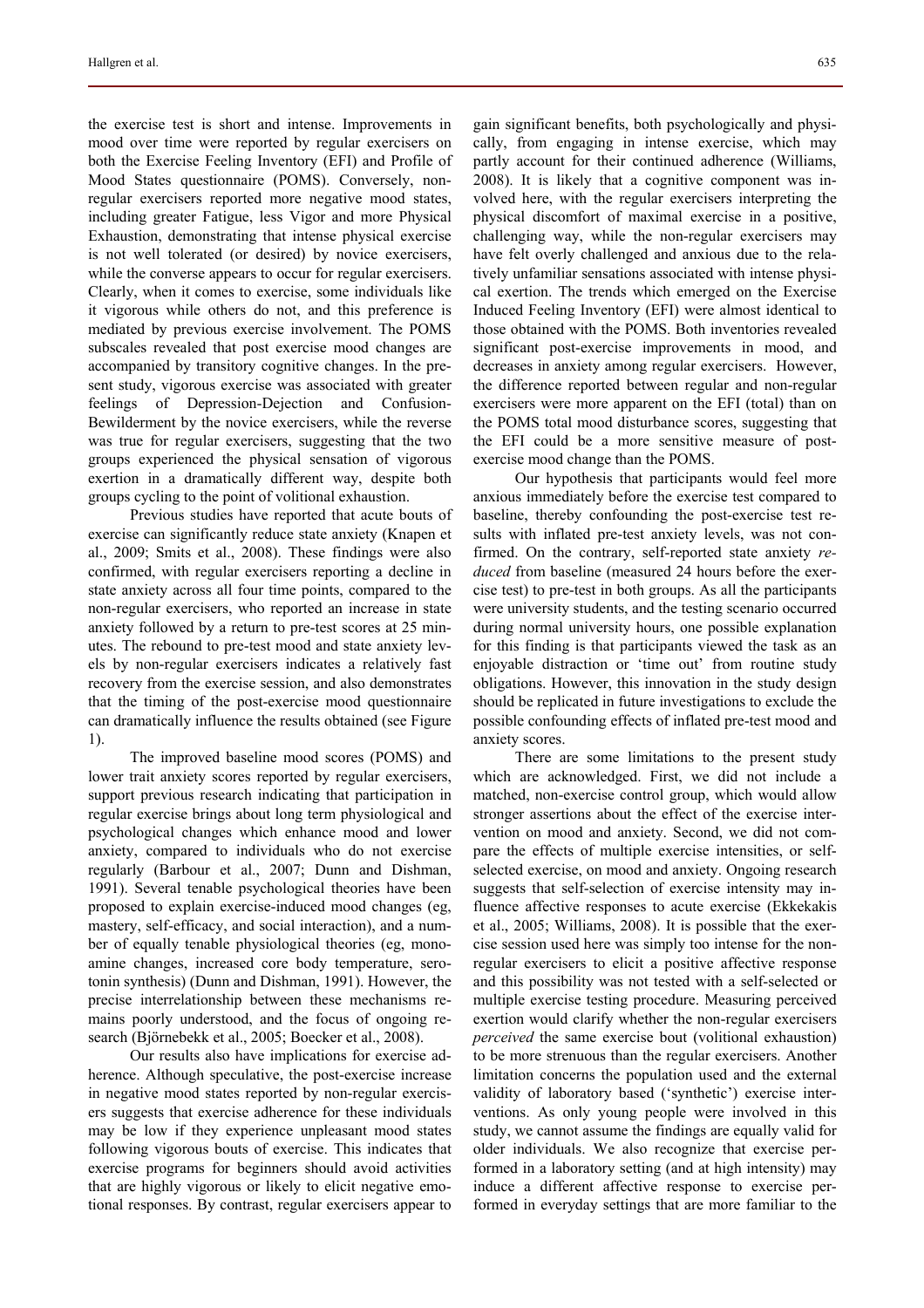the exercise test is short and intense. Improvements in mood over time were reported by regular exercisers on both the Exercise Feeling Inventory (EFI) and Profile of Mood States questionnaire (POMS). Conversely, non-regular exercisers reported more negative mood states, including greater Fatigue, less Vigor and more Physical Exhaustion, demonstrating that intense physical exercise is not well tolerated (or desired) by novice exercisers, while the converse appears to occur for regular exercisers. Clearly, when it comes to exercise, some individuals like it vigorous while others do not, and this preference is mediated by previous exercise involvement. The POMS subscales revealed that post exercise mood changes are accompanied by transitory cognitive changes. In the present study, vigorous exercise was associated with greater feelings of Depression-Dejection and Confusion-Bewilderment by the novice exercisers, while the reverse was true for regular exercisers, suggesting that the two groups experienced the physical sensation of vigorous exertion in a dramatically different way, despite both groups cycling to the point of volitional exhaustion.

Previous studies have reported that acute bouts of exercise can significantly reduce state anxiety (Knapen et al., 2009; Smits et al., 2008). These findings were also confirmed, with regular exercisers reporting a decline in state anxiety across all four time points, compared to the non-regular exercisers, who reported an increase in state anxiety followed by a return to pre-test scores at 25 minutes. The rebound to pre-test mood and state anxiety levels by non-regular exercisers indicates a relatively fast recovery from the exercise session, and also demonstrates that the timing of the post-exercise mood questionnaire can dramatically influence the results obtained (see Figure 1).

The improved baseline mood scores (POMS) and lower trait anxiety scores reported by regular exercisers, support previous research indicating that participation in regular exercise brings about long term physiological and psychological changes which enhance mood and lower anxiety, compared to individuals who do not exercise regularly (Barbour et al., 2007; Dunn and Dishman, 1991). Several tenable psychological theories have been proposed to explain exercise-induced mood changes (eg, mastery, self-efficacy, and social interaction), and a number of equally tenable physiological theories (eg, monoamine changes, increased core body temperature, serotonin synthesis) (Dunn and Dishman, 1991). However, the precise interrelationship between these mechanisms remains poorly understood, and the focus of ongoing research (Björnebekk et al., 2005; Boecker et al., 2008).

Our results also have implications for exercise adherence. Although speculative, the post-exercise increase in negative mood states reported by non-regular exercisers suggests that exercise adherence for these individuals may be low if they experience unpleasant mood states following vigorous bouts of exercise. This indicates that exercise programs for beginners should avoid activities that are highly vigorous or likely to elicit negative emotional responses. By contrast, regular exercisers appear to gain significant benefits, both psychologically and physically, from engaging in intense exercise, which may partly account for their continued adherence (Williams, 2008). It is likely that a cognitive component was involved here, with the regular exercisers interpreting the physical discomfort of maximal exercise in a positive, challenging way, while the non-regular exercisers may have felt overly challenged and anxious due to the relatively unfamiliar sensations associated with intense physical exertion. The trends which emerged on the Exercise Induced Feeling Inventory (EFI) were almost identical to those obtained with the POMS. Both inventories revealed significant post-exercise improvements in mood, and decreases in anxiety among regular exercisers. However, the difference reported between regular and non-regular exercisers were more apparent on the EFI (total) than on the POMS total mood disturbance scores, suggesting that the EFI could be a more sensitive measure of post-exercise mood change than the POMS.

Our hypothesis that participants would feel more anxious immediately before the exercise test compared to baseline, thereby confounding the post-exercise test results with inflated pre-test anxiety levels, was not confirmed. On the contrary, self-reported state anxiety *reduced* from baseline (measured 24 hours before the exercise test) to pre-test in both groups. As all the participants were university students, and the testing scenario occurred during normal university hours, one possible explanation for this finding is that participants viewed the task as an enjoyable distraction or 'time out' from routine study obligations. However, this innovation in the study design should be replicated in future investigations to exclude the possible confounding effects of inflated pre-test mood and anxiety scores.

There are some limitations to the present study which are acknowledged. First, we did not include a matched, non-exercise control group, which would allow stronger assertions about the effect of the exercise intervention on mood and anxiety. Second, we did not compare the effects of multiple exercise intensities, or self-selected exercise, on mood and anxiety. Ongoing research suggests that self-selection of exercise intensity may influence affective responses to acute exercise (Ekkekakis et al., 2005; Williams, 2008). It is possible that the exercise session used here was simply too intense for the non-regular exercisers to elicit a positive affective response and this possibility was not tested with a self-selected or multiple exercise testing procedure. Measuring perceived exertion would clarify whether the non-regular exercisers *perceived* the same exercise bout (volitional exhaustion) to be more strenuous than the regular exercisers. Another limitation concerns the population used and the external validity of laboratory based ('synthetic') exercise interventions. As only young people were involved in this study, we cannot assume the findings are equally valid for older individuals. We also recognize that exercise performed in a laboratory setting (and at high intensity) may induce a different affective response to exercise performed in everyday settings that are more familiar to the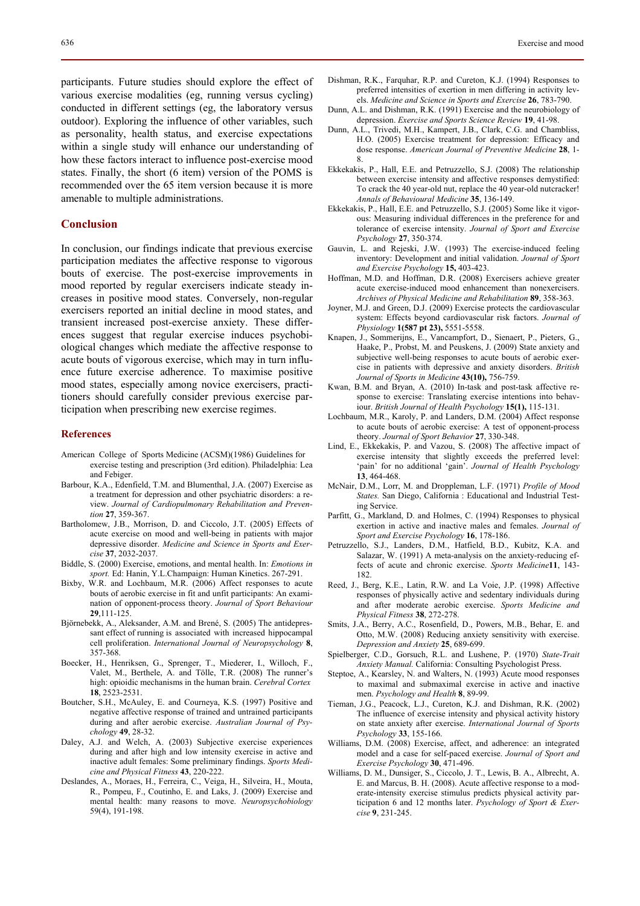participants. Future studies should explore the effect of various exercise modalities (eg, running versus cycling) conducted in different settings (eg, the laboratory versus outdoor). Exploring the influence of other variables, such as personality, health status, and exercise expectations within a single study will enhance our understanding of how these factors interact to influence post-exercise mood states. Finally, the short (6 item) version of the POMS is recommended over the 65 item version because it is more amenable to multiple administrations.

## Conclusion

In conclusion, our findings indicate that previous exercise participation mediates the affective response to vigorous bouts of exercise. The post-exercise improvements in mood reported by regular exercisers indicate steady increases in positive mood states. Conversely, non-regular exercisers reported an initial decline in mood states, and transient increased post-exercise anxiety. These differences suggest that regular exercise induces psychobiological changes which mediate the affective response to acute bouts of vigorous exercise, which may in turn influence future exercise adherence. To maximise positive mood states, especially among novice exercisers, practitioners should carefully consider previous exercise participation when prescribing new exercise regimes.

## References

American College of Sports Medicine (ACSM)(1986) Guidelines for exercise testing and prescription (3rd edition). Philadelphia: Lea and Febiger.

Barbour, K.A., Edenfield, T.M. and Blumenthal, J.A. (2007) Exercise as a treatment for depression and other psychiatric disorders: a review. *Journal of Cardiopulmonary Rehabilitation and Prevention* **27**, 359-367.

Bartholomew, J.B., Morrison, D. and Ciccolo, J.T. (2005) Effects of acute exercise on mood and well-being in patients with major depressive disorder. *Medicine and Science in Sports and Exercise* **37**, 2032-2037.

Biddle, S. (2000) Exercise, emotions, and mental health. In: *Emotions in sport.* Ed: Hanin, Y.L.Champaign: Human Kinetics. 267-291.

Bixby, W.R. and Lochbaum, M.R. (2006) Affect responses to acute bouts of aerobic exercise in fit and unfit participants: An examination of opponent-process theory. *Journal of Sport Behaviour* **29**,111-125.

Björnebekk, A., Aleksander, A.M. and Brené, S. (2005) The antidepressant effect of running is associated with increased hippocampal cell proliferation. *International Journal of Neuropsychology* **8**, 357-368.

Boecker, H., Henriksen, G., Sprenger, T., Miederer, I., Willoch, F., Valet, M., Berthele, A. and Tölle, T.R. (2008) The runner's high: opioidic mechanisms in the human brain. *Cerebral Cortex* **18**, 2523-2531.

Boutcher, S.H., McAuley, E. and Courneya, K.S. (1997) Positive and negative affective response of trained and untrained participants during and after aerobic exercise. *Australian Journal of Psychology* **49**, 28-32.

Daley, A.J. and Welch, A. (2003) Subjective exercise experiences during and after high and low intensity exercise in active and inactive adult females: Some preliminary findings. *Sports Medicine and Physical Fitness* **43**, 220-222.

Deslandes, A., Moraes, H., Ferreira, C., Veiga, H., Silveira, H., Mouta, R., Pompeu, F., Coutinho, E. and Laks, J. (2009) Exercise and mental health: many reasons to move. *Neuropsychobiology* 59(4), 191-198.

Dishman, R.K., Farquhar, R.P. and Cureton, K.J. (1994) Responses to preferred intensities of exertion in men differing in activity levels. *Medicine and Science in Sports and Exercise* **26**, 783-790.

Dunn, A.L. and Dishman, R.K. (1991) Exercise and the neurobiology of depression. *Exercise and Sports Science Review* **19**, 41-98.

Dunn, A.L., Trivedi, M.H., Kampert, J.B., Clark, C.G. and Chambliss, H.O. (2005) Exercise treatment for depression: Efficacy and dose response. *American Journal of Preventive Medicine* **28**, 1-8.

Ekkekakis, P., Hall, E.E. and Petruzzello, S.J. (2008) The relationship between exercise intensity and affective responses demystified: To crack the 40 year-old nut, replace the 40 year-old nutcracker! *Annals of Behavioural Medicine* **35**, 136-149.

Ekkekakis, P., Hall, E.E. and Petruzzello, S.J. (2005) Some like it vigorous: Measuring individual differences in the preference for and tolerance of exercise intensity. *Journal of Sport and Exercise Psychology* **27**, 350-374.

Gauvin, L. and Rejeski, J.W. (1993) The exercise-induced feeling inventory: Development and initial validation. *Journal of Sport and Exercise Psychology* **15,** 403-423.

Hoffman, M.D. and Hoffman, D.R. (2008) Exercisers achieve greater acute exercise-induced mood enhancement than nonexercisers. *Archives of Physical Medicine and Rehabilitation* **89**, 358-363.

Joyner, M.J. and Green, D.J. (2009) Exercise protects the cardiovascular system: Effects beyond cardiovascular risk factors. *Journal of Physiology* **1(587 pt 23),** 5551-5558.

Knapen, J., Sommerijns, E., Vancampfort, D., Sienaert, P., Pieters, G., Haake, P., Probst, M. and Peuskens, J. (2009) State anxiety and subjective well-being responses to acute bouts of aerobic exercise in patients with depressive and anxiety disorders. *British Journal of Sports in Medicine* **43(10),** 756-759.

Kwan, B.M. and Bryan, A. (2010) In-task and post-task affective response to exercise: Translating exercise intentions into behaviour. *British Journal of Health Psychology* **15(1),** 115-131.

Lochbaum, M.R., Karoly, P. and Landers, D.M. (2004) Affect response to acute bouts of aerobic exercise: A test of opponent-process theory. *Journal of Sport Behavior* **27**, 330-348.

Lind, E., Ekkekakis, P. and Vazou, S. (2008) The affective impact of exercise intensity that slightly exceeds the preferred level: 'pain' for no additional 'gain'. *Journal of Health Psychology* **13**, 464-468.

McNair, D.M., Lorr, M. and Droppleman, L.F. (1971) *Profile of Mood States.* San Diego, California : Educational and Industrial Testing Service.

Parfitt, G., Markland, D. and Holmes, C. (1994) Responses to physical exertion in active and inactive males and females. *Journal of Sport and Exercise Psychology* **16**, 178-186.

Petruzzello, S.J., Landers, D.M., Hatfield, B.D., Kubitz, K.A. and Salazar, W. (1991) A meta-analysis on the anxiety-reducing effects of acute and chronic exercise. *Sports Medicine***11**, 143-182.

Reed, J., Berg, K.E., Latin, R.W. and La Voie, J.P. (1998) Affective responses of physically active and sedentary individuals during and after moderate aerobic exercise. *Sports Medicine and Physical Fitness* **38**, 272-278.

Smits, J.A., Berry, A.C., Rosenfield, D., Powers, M.B., Behar, E. and Otto, M.W. (2008) Reducing anxiety sensitivity with exercise. *Depression and Anxiety* **25**, 689-699.

Spielberger, C.D., Gorsuch, R.L. and Lushene, P. (1970) *State-Trait Anxiety Manual.* California: Consulting Psychologist Press.

Steptoe, A., Kearsley, N. and Walters, N. (1993) Acute mood responses to maximal and submaximal exercise in active and inactive men. *Psychology and Health* **8**, 89-99.

Tieman, J.G., Peacock, L.J., Cureton, K.J. and Dishman, R.K. (2002) The influence of exercise intensity and physical activity history on state anxiety after exercise. *International Journal of Sports Psychology* **33**, 155-166.

Williams, D.M. (2008) Exercise, affect, and adherence: an integrated model and a case for self-paced exercise. *Journal of Sport and Exercise Psychology* **30**, 471-496.

Williams, D. M., Dunsiger, S., Ciccolo, J. T., Lewis, B. A., Albrecht, A. E. and Marcus, B. H. (2008). Acute affective response to a moderate-intensity exercise stimulus predicts physical activity participation 6 and 12 months later. *Psychology of Sport & Exercise* **9**, 231-245.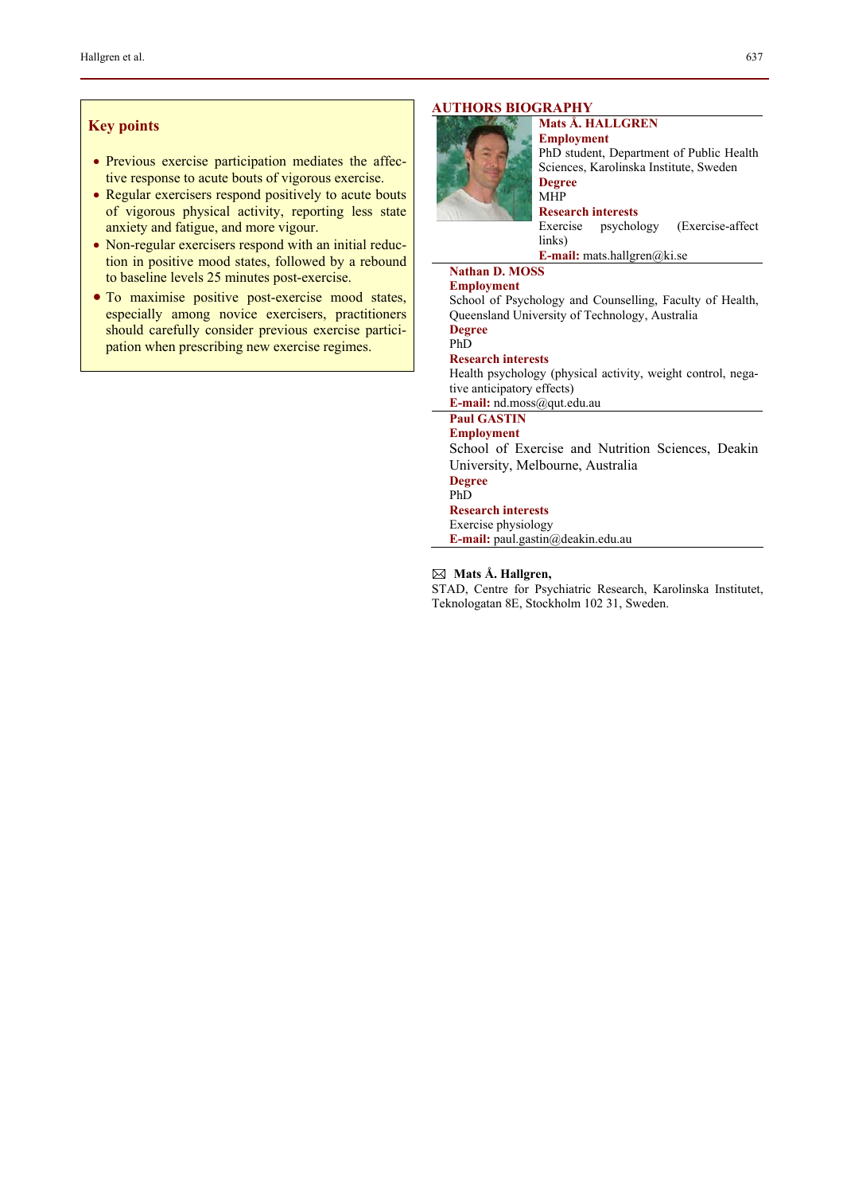## Key points

- Previous exercise participation mediates the affective response to acute bouts of vigorous exercise.
- Regular exercisers respond positively to acute bouts of vigorous physical activity, reporting less state anxiety and fatigue, and more vigour.
- Non-regular exercisers respond with an initial reduction in positive mood states, followed by a rebound to baseline levels 25 minutes post-exercise.
- To maximise positive post-exercise mood states, especially among novice exercisers, practitioners should carefully consider previous exercise participation when prescribing new exercise regimes.

## AUTHORS BIOGRAPHY

**Mats Å. HALLGREN**
**Employment**
PhD student, Department of Public Health Sciences, Karolinska Institute, Sweden
**Degree**
MHP
**Research interests**
Exercise psychology (Exercise-affect links)
**E-mail:** mats.hallgren@ki.se

**Nathan D. MOSS**
**Employment**
School of Psychology and Counselling, Faculty of Health, Queensland University of Technology, Australia
**Degree**
PhD
**Research interests**
Health psychology (physical activity, weight control, negative anticipatory effects)
**E-mail:** nd.moss@qut.edu.au

**Paul GASTIN**
**Employment**
School of Exercise and Nutrition Sciences, Deakin University, Melbourne, Australia
**Degree**
PhD
**Research interests**
Exercise physiology
**E-mail:** paul.gastin@deakin.edu.au

✉ **Mats Å. Hallgren,**
STAD, Centre for Psychiatric Research, Karolinska Institutet, Teknologatan 8E, Stockholm 102 31, Sweden.